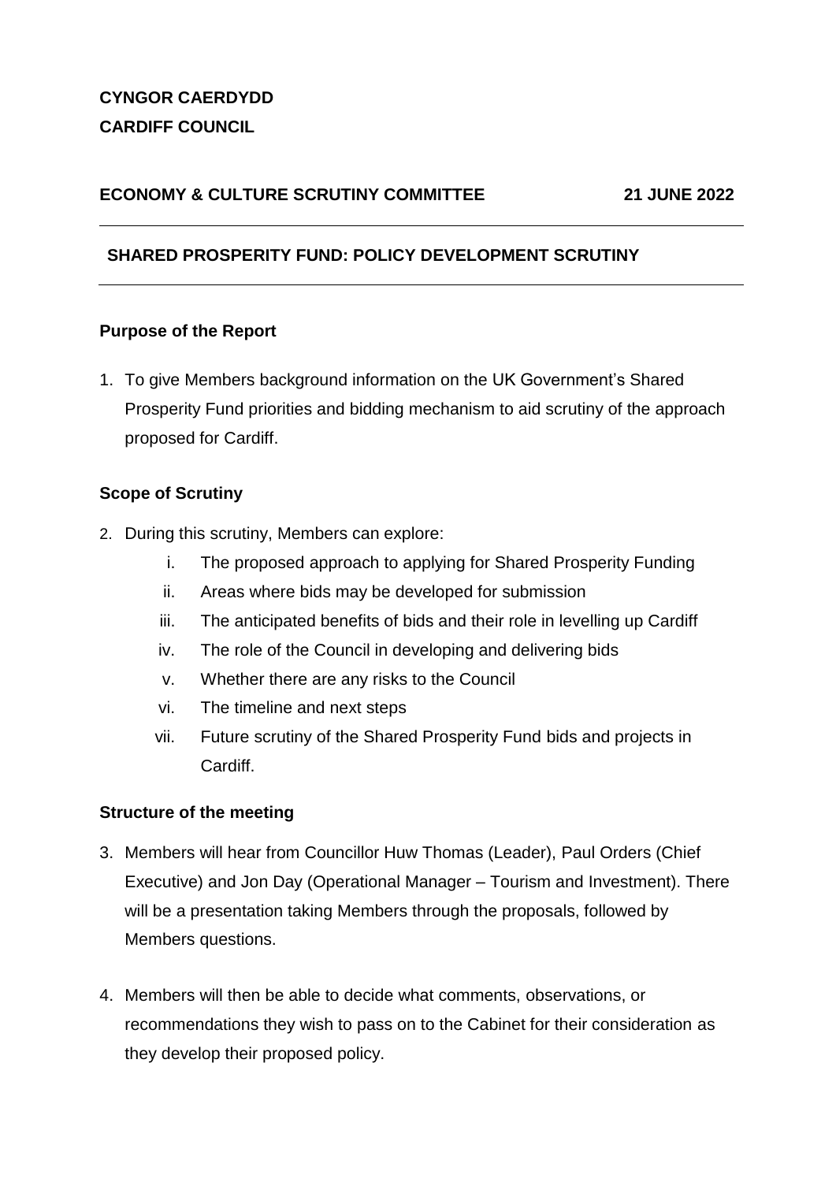**CYNGOR CAERDYDD**
**CARDIFF COUNCIL**

**ECONOMY & CULTURE SCRUTINY COMMITTEE 21 JUNE 2022**

---

## SHARED PROSPERITY FUND: POLICY DEVELOPMENT SCRUTINY

---

### Purpose of the Report

1. To give Members background information on the UK Government's Shared Prosperity Fund priorities and bidding mechanism to aid scrutiny of the approach proposed for Cardiff.

### Scope of Scrutiny

2. During this scrutiny, Members can explore:
   i. The proposed approach to applying for Shared Prosperity Funding
   ii. Areas where bids may be developed for submission
   iii. The anticipated benefits of bids and their role in levelling up Cardiff
   iv. The role of the Council in developing and delivering bids
   v. Whether there are any risks to the Council
   vi. The timeline and next steps
   vii. Future scrutiny of the Shared Prosperity Fund bids and projects in Cardiff.

### Structure of the meeting

3. Members will hear from Councillor Huw Thomas (Leader), Paul Orders (Chief Executive) and Jon Day (Operational Manager – Tourism and Investment). There will be a presentation taking Members through the proposals, followed by Members questions.

4. Members will then be able to decide what comments, observations, or recommendations they wish to pass on to the Cabinet for their consideration as they develop their proposed policy.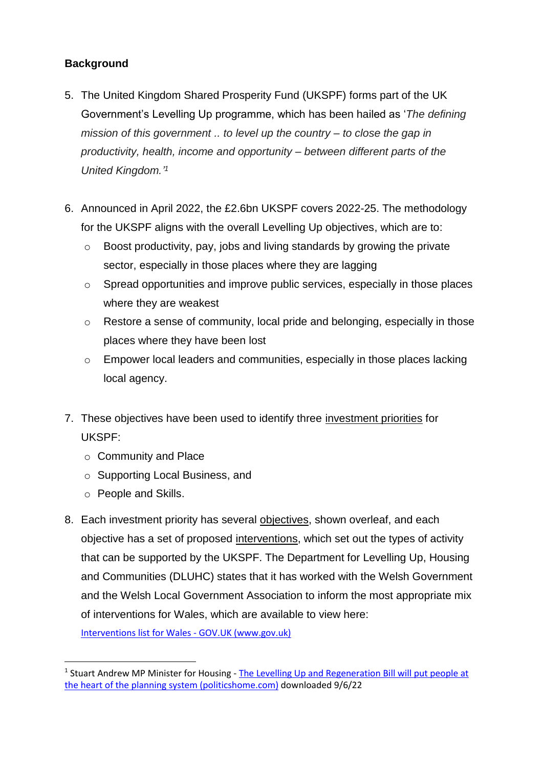## Background

5. The United Kingdom Shared Prosperity Fund (UKSPF) forms part of the UK Government's Levelling Up programme, which has been hailed as '*The defining mission of this government .. to level up the country – to close the gap in productivity, health, income and opportunity – between different parts of the United Kingdom.*'[1]

6. Announced in April 2022, the £2.6bn UKSPF covers 2022-25. The methodology for the UKSPF aligns with the overall Levelling Up objectives, which are to:
    - Boost productivity, pay, jobs and living standards by growing the private sector, especially in those places where they are lagging
    - Spread opportunities and improve public services, especially in those places where they are weakest
    - Restore a sense of community, local pride and belonging, especially in those places where they have been lost
    - Empower local leaders and communities, especially in those places lacking local agency.

7. These objectives have been used to identify three <u>investment priorities</u> for UKSPF:
    - Community and Place
    - Supporting Local Business, and
    - People and Skills.

8. Each investment priority has several <u>objectives</u>, shown overleaf, and each objective has a set of proposed <u>interventions</u>, which set out the types of activity that can be supported by the UKSPF. The Department for Levelling Up, Housing and Communities (DLUHC) states that it has worked with the Welsh Government and the Welsh Local Government Association to inform the most appropriate mix of interventions for Wales, which are available to view here: [Interventions list for Wales - GOV.UK (www.gov.uk)]

---

[1] Stuart Andrew MP Minister for Housing - [The Levelling Up and Regeneration Bill will put people at the heart of the planning system (politicshome.com)] downloaded 9/6/22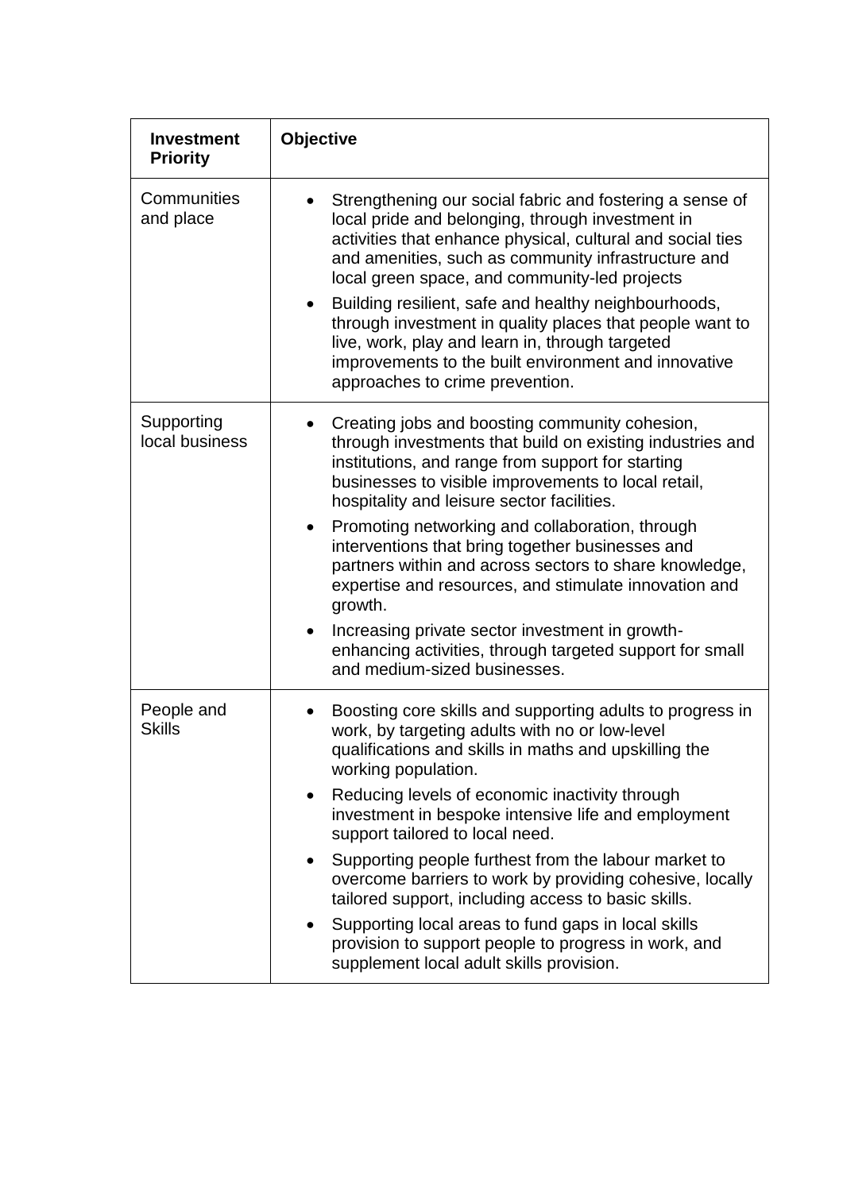| Investment Priority | Objective |
|---|---|
| Communities and place | • Strengthening our social fabric and fostering a sense of local pride and belonging, through investment in activities that enhance physical, cultural and social ties and amenities, such as community infrastructure and local green space, and community-led projects<br>• Building resilient, safe and healthy neighbourhoods, through investment in quality places that people want to live, work, play and learn in, through targeted improvements to the built environment and innovative approaches to crime prevention. |
| Supporting local business | • Creating jobs and boosting community cohesion, through investments that build on existing industries and institutions, and range from support for starting businesses to visible improvements to local retail, hospitality and leisure sector facilities.<br>• Promoting networking and collaboration, through interventions that bring together businesses and partners within and across sectors to share knowledge, expertise and resources, and stimulate innovation and growth.<br>• Increasing private sector investment in growth-enhancing activities, through targeted support for small and medium-sized businesses. |
| People and Skills | • Boosting core skills and supporting adults to progress in work, by targeting adults with no or low-level qualifications and skills in maths and upskilling the working population.<br>• Reducing levels of economic inactivity through investment in bespoke intensive life and employment support tailored to local need.<br>• Supporting people furthest from the labour market to overcome barriers to work by providing cohesive, locally tailored support, including access to basic skills.<br>• Supporting local areas to fund gaps in local skills provision to support people to progress in work, and supplement local adult skills provision. |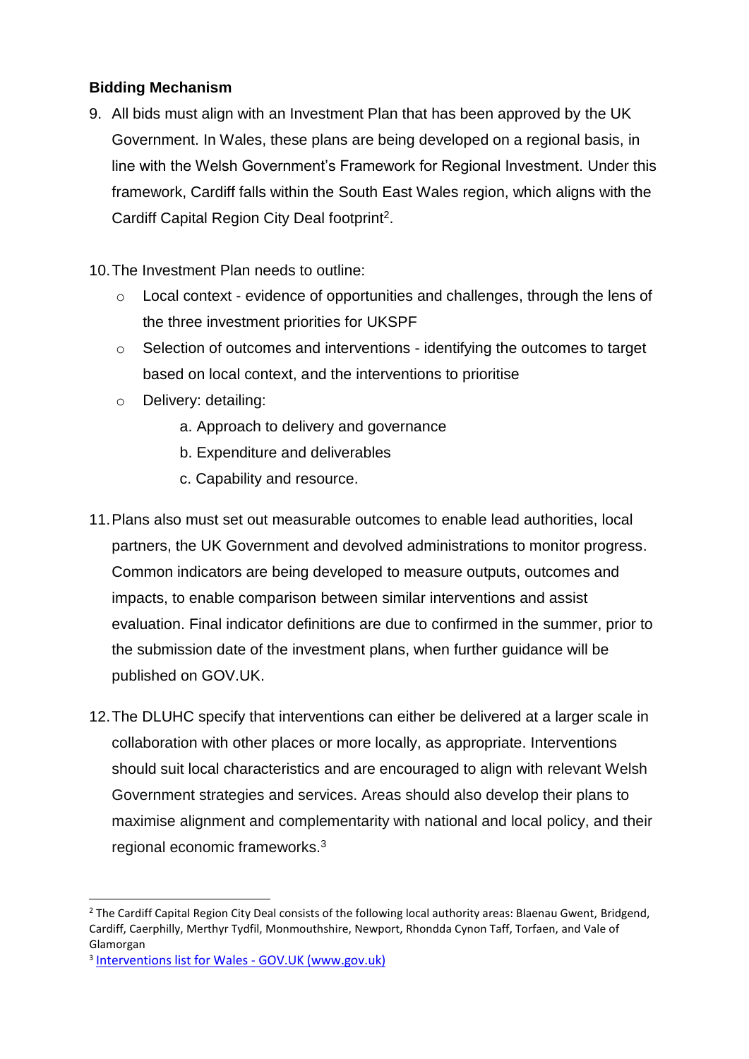**Bidding Mechanism**

9. All bids must align with an Investment Plan that has been approved by the UK Government. In Wales, these plans are being developed on a regional basis, in line with the Welsh Government's Framework for Regional Investment. Under this framework, Cardiff falls within the South East Wales region, which aligns with the Cardiff Capital Region City Deal footprint[2].

10. The Investment Plan needs to outline:
    - Local context - evidence of opportunities and challenges, through the lens of the three investment priorities for UKSPF
    - Selection of outcomes and interventions - identifying the outcomes to target based on local context, and the interventions to prioritise
    - Delivery: detailing:
        a. Approach to delivery and governance
        b. Expenditure and deliverables
        c. Capability and resource.

11. Plans also must set out measurable outcomes to enable lead authorities, local partners, the UK Government and devolved administrations to monitor progress. Common indicators are being developed to measure outputs, outcomes and impacts, to enable comparison between similar interventions and assist evaluation. Final indicator definitions are due to confirmed in the summer, prior to the submission date of the investment plans, when further guidance will be published on GOV.UK.

12. The DLUHC specify that interventions can either be delivered at a larger scale in collaboration with other places or more locally, as appropriate. Interventions should suit local characteristics and are encouraged to align with relevant Welsh Government strategies and services. Areas should also develop their plans to maximise alignment and complementarity with national and local policy, and their regional economic frameworks.[3]

---

[2] The Cardiff Capital Region City Deal consists of the following local authority areas: Blaenau Gwent, Bridgend, Cardiff, Caerphilly, Merthyr Tydfil, Monmouthshire, Newport, Rhondda Cynon Taff, Torfaen, and Vale of Glamorgan

[3] [Interventions list for Wales - GOV.UK (www.gov.uk)]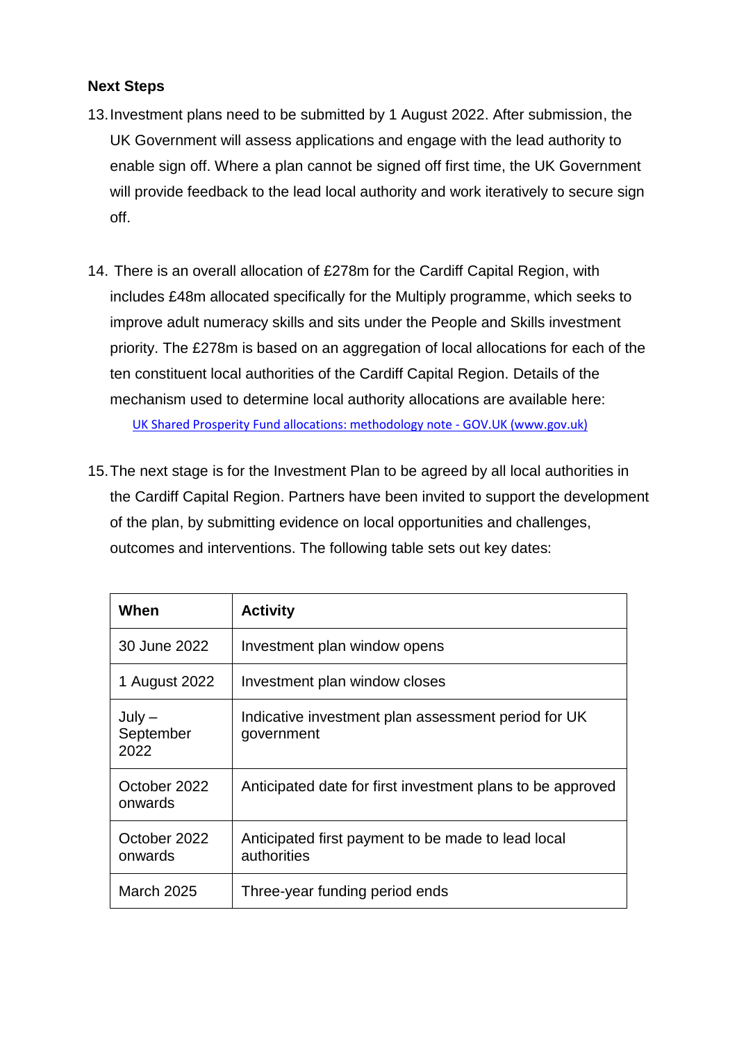**Next Steps**

13. Investment plans need to be submitted by 1 August 2022. After submission, the UK Government will assess applications and engage with the lead authority to enable sign off. Where a plan cannot be signed off first time, the UK Government will provide feedback to the lead local authority and work iteratively to secure sign off.

14. There is an overall allocation of £278m for the Cardiff Capital Region, with includes £48m allocated specifically for the Multiply programme, which seeks to improve adult numeracy skills and sits under the People and Skills investment priority. The £278m is based on an aggregation of local allocations for each of the ten constituent local authorities of the Cardiff Capital Region. Details of the mechanism used to determine local authority allocations are available here: [UK Shared Prosperity Fund allocations: methodology note - GOV.UK (www.gov.uk)]()

15. The next stage is for the Investment Plan to be agreed by all local authorities in the Cardiff Capital Region. Partners have been invited to support the development of the plan, by submitting evidence on local opportunities and challenges, outcomes and interventions. The following table sets out key dates:

| When | Activity |
|---|---|
| 30 June 2022 | Investment plan window opens |
| 1 August 2022 | Investment plan window closes |
| July – September 2022 | Indicative investment plan assessment period for UK government |
| October 2022 onwards | Anticipated date for first investment plans to be approved |
| October 2022 onwards | Anticipated first payment to be made to lead local authorities |
| March 2025 | Three-year funding period ends |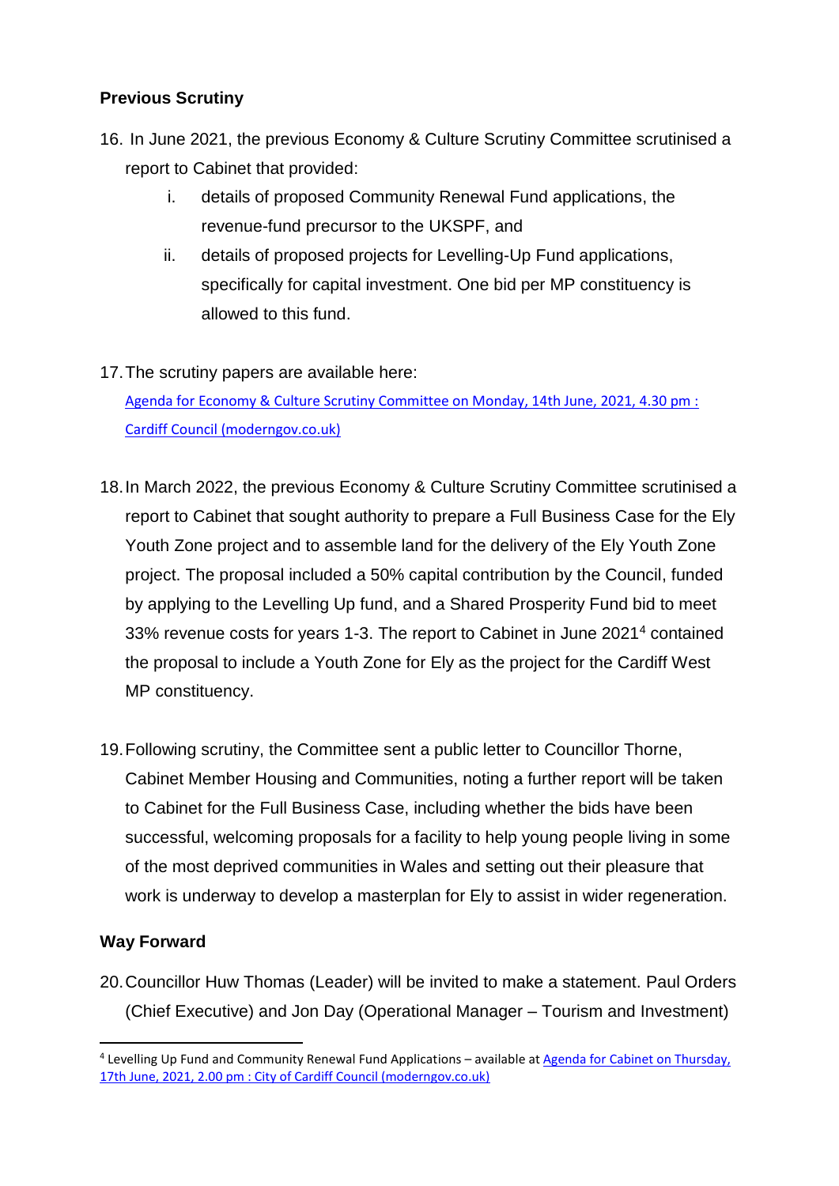## Previous Scrutiny

16. In June 2021, the previous Economy & Culture Scrutiny Committee scrutinised a report to Cabinet that provided:
    i. details of proposed Community Renewal Fund applications, the revenue-fund precursor to the UKSPF, and
    ii. details of proposed projects for Levelling-Up Fund applications, specifically for capital investment. One bid per MP constituency is allowed to this fund.

17. The scrutiny papers are available here: [Agenda for Economy & Culture Scrutiny Committee on Monday, 14th June, 2021, 4.30 pm : Cardiff Council (moderngov.co.uk)]()

18. In March 2022, the previous Economy & Culture Scrutiny Committee scrutinised a report to Cabinet that sought authority to prepare a Full Business Case for the Ely Youth Zone project and to assemble land for the delivery of the Ely Youth Zone project. The proposal included a 50% capital contribution by the Council, funded by applying to the Levelling Up fund, and a Shared Prosperity Fund bid to meet 33% revenue costs for years 1-3. The report to Cabinet in June 2021[4] contained the proposal to include a Youth Zone for Ely as the project for the Cardiff West MP constituency.

19. Following scrutiny, the Committee sent a public letter to Councillor Thorne, Cabinet Member Housing and Communities, noting a further report will be taken to Cabinet for the Full Business Case, including whether the bids have been successful, welcoming proposals for a facility to help young people living in some of the most deprived communities in Wales and setting out their pleasure that work is underway to develop a masterplan for Ely to assist in wider regeneration.

## Way Forward

20. Councillor Huw Thomas (Leader) will be invited to make a statement. Paul Orders (Chief Executive) and Jon Day (Operational Manager – Tourism and Investment)

---

[4] Levelling Up Fund and Community Renewal Fund Applications – available at [Agenda for Cabinet on Thursday, 17th June, 2021, 2.00 pm : City of Cardiff Council (moderngov.co.uk)]()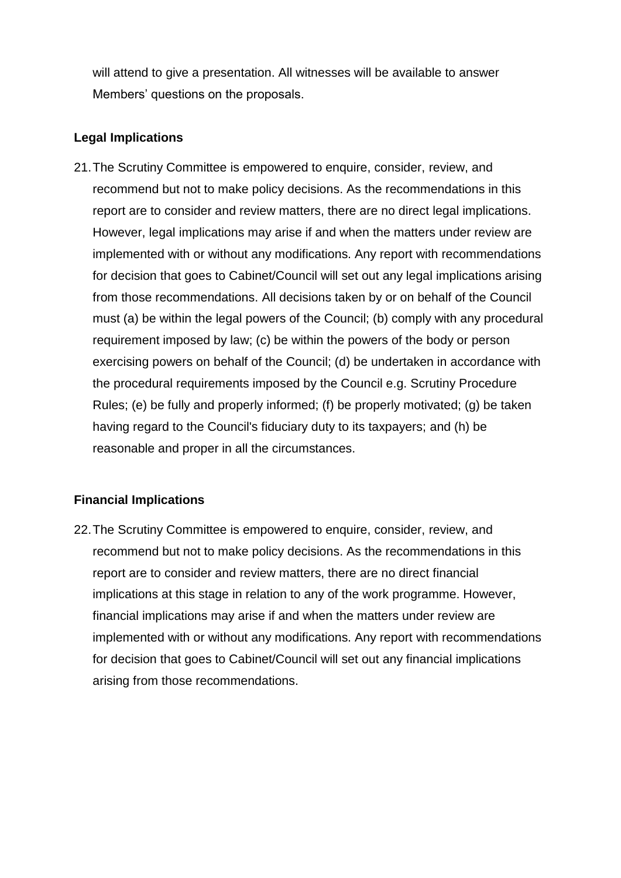will attend to give a presentation. All witnesses will be available to answer Members' questions on the proposals.

**Legal Implications**

21. The Scrutiny Committee is empowered to enquire, consider, review, and recommend but not to make policy decisions. As the recommendations in this report are to consider and review matters, there are no direct legal implications. However, legal implications may arise if and when the matters under review are implemented with or without any modifications. Any report with recommendations for decision that goes to Cabinet/Council will set out any legal implications arising from those recommendations. All decisions taken by or on behalf of the Council must (a) be within the legal powers of the Council; (b) comply with any procedural requirement imposed by law; (c) be within the powers of the body or person exercising powers on behalf of the Council; (d) be undertaken in accordance with the procedural requirements imposed by the Council e.g. Scrutiny Procedure Rules; (e) be fully and properly informed; (f) be properly motivated; (g) be taken having regard to the Council's fiduciary duty to its taxpayers; and (h) be reasonable and proper in all the circumstances.

**Financial Implications**

22. The Scrutiny Committee is empowered to enquire, consider, review, and recommend but not to make policy decisions. As the recommendations in this report are to consider and review matters, there are no direct financial implications at this stage in relation to any of the work programme. However, financial implications may arise if and when the matters under review are implemented with or without any modifications. Any report with recommendations for decision that goes to Cabinet/Council will set out any financial implications arising from those recommendations.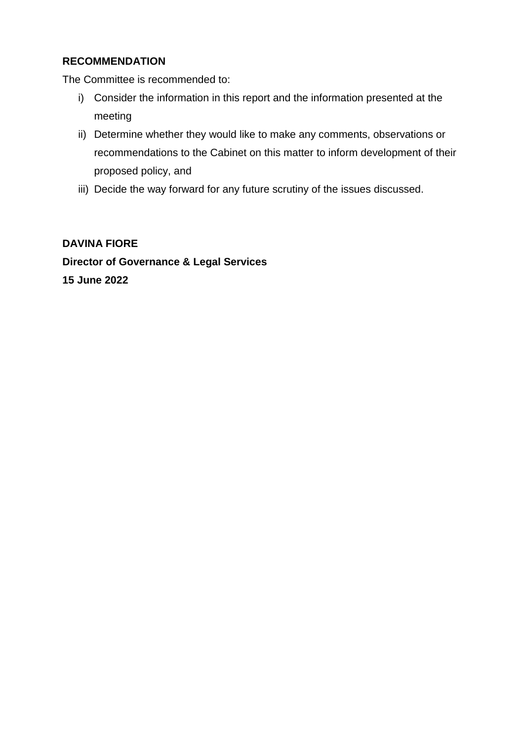**RECOMMENDATION**

The Committee is recommended to:

i) Consider the information in this report and the information presented at the meeting

ii) Determine whether they would like to make any comments, observations or recommendations to the Cabinet on this matter to inform development of their proposed policy, and

iii) Decide the way forward for any future scrutiny of the issues discussed.

**DAVINA FIORE**

**Director of Governance & Legal Services**

**15 June 2022**